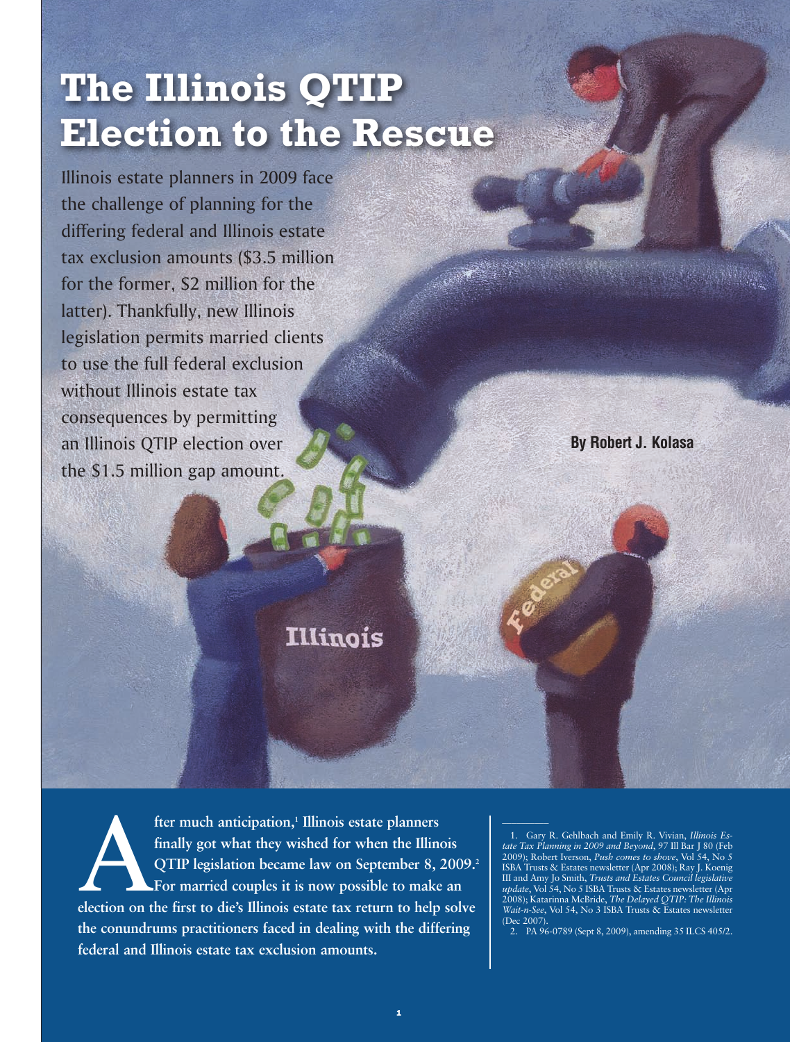# The Illinois QTIP Election to the Rescue

Illinois estate planners in 2009 face the challenge of planning for the differing federal and Illinois estate tax exclusion amounts ($3.5 million for the former, $2 million for the latter). Thankfully, new Illinois legislation permits married clients to use the full federal exclusion without Illinois estate tax consequences by permitting an Illinois QTIP election over the $1.5 million gap amount.

**By Robert J. Kolasa**

**After much anticipation,[1] Illinois estate planners finally got what they wished for when the Illinois QTIP legislation became law on September 8, 2009.[2] For married couples it is now possible to make an election on the first to die's Illinois estate tax return to help solve the conundrums practitioners faced in dealing with the differing federal and Illinois estate tax exclusion amounts.**

---

1. Gary R. Gehlbach and Emily R. Vivian, *Illinois Estate Tax Planning in 2009 and Beyond*, 97 Ill Bar J 80 (Feb 2009); Robert Iverson, *Push comes to shove*, Vol 54, No 5 ISBA Trusts & Estates newsletter (Apr 2008); Ray J. Koenig III and Amy Jo Smith, *Trusts and Estates Council legislative update*, Vol 54, No 5 ISBA Trusts & Estates newsletter (Apr 2008); Katarinna McBride, *The Delayed QTIP: The Illinois Wait-n-See*, Vol 54, No 3 ISBA Trusts & Estates newsletter (Dec 2007).

2. PA 96-0789 (Sept 8, 2009), amending 35 ILCS 405/2.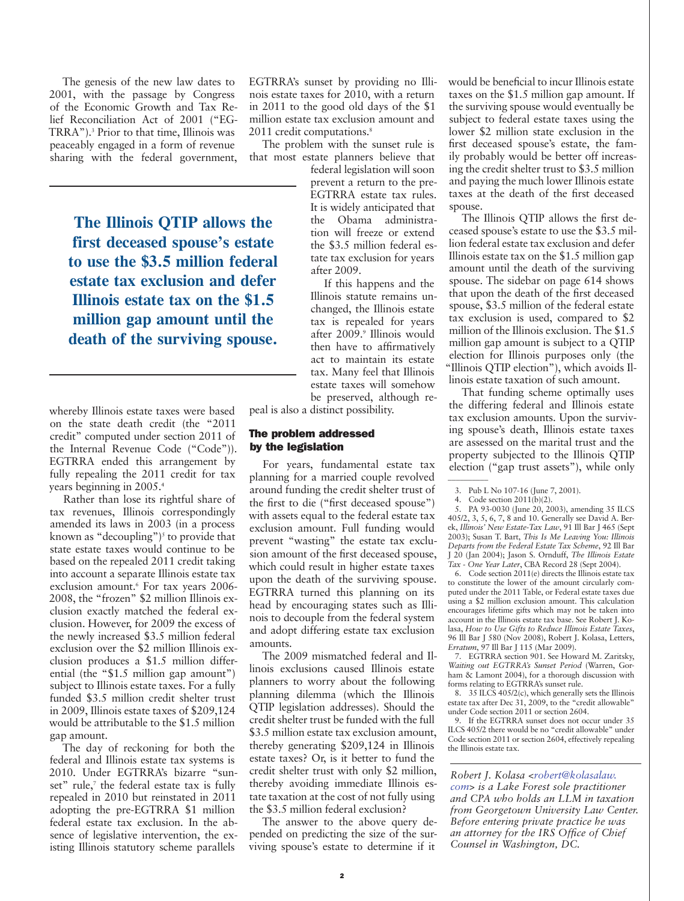The genesis of the new law dates to 2001, with the passage by Congress of the Economic Growth and Tax Relief Reconciliation Act of 2001 ("EGTRRA").[3] Prior to that time, Illinois was peaceably engaged in a form of revenue sharing with the federal government, whereby Illinois estate taxes were based on the state death credit (the "2011 credit" computed under section 2011 of the Internal Revenue Code ("Code")). EGTRRA ended this arrangement by fully repealing the 2011 credit for tax years beginning in 2005.[4]

Rather than lose its rightful share of tax revenues, Illinois correspondingly amended its laws in 2003 (in a process known as "decoupling")[5] to provide that state estate taxes would continue to be based on the repealed 2011 credit taking into account a separate Illinois estate tax exclusion amount.[6] For tax years 2006-2008, the "frozen" $2 million Illinois exclusion exactly matched the federal exclusion. However, for 2009 the excess of the newly increased $3.5 million federal exclusion over the $2 million Illinois exclusion produces a $1.5 million differential (the "$1.5 million gap amount") subject to Illinois estate taxes. For a fully funded $3.5 million credit shelter trust in 2009, Illinois estate taxes of $209,124 would be attributable to the $1.5 million gap amount.

The day of reckoning for both the federal and Illinois estate tax systems is 2010. Under EGTRRA's bizarre "sunset" rule,[7] the federal estate tax is fully repealed in 2010 but reinstated in 2011 adopting the pre-EGTRRA $1 million federal estate tax exclusion. In the absence of legislative intervention, the existing Illinois statutory scheme parallels EGTRRA's sunset by providing no Illinois estate taxes for 2010, with a return in 2011 to the good old days of the $1 million estate tax exclusion amount and 2011 credit computations.[8]

The problem with the sunset rule is that most estate planners believe that federal legislation will soon prevent a return to the pre-EGTRRA estate tax rules. It is widely anticipated that the Obama administration will freeze or extend the $3.5 million federal estate tax exclusion for years after 2009.

If this happens and the Illinois statute remains unchanged, the Illinois estate tax is repealed for years after 2009.[9] Illinois would then have to affirmatively act to maintain its estate tax. Many feel that Illinois estate taxes will somehow be preserved, although repeal is also a distinct possibility.

**The Illinois QTIP allows the first deceased spouse's estate to use the $3.5 million federal estate tax exclusion and defer Illinois estate tax on the $1.5 million gap amount until the death of the surviving spouse.**

## The problem addressed by the legislation

For years, fundamental estate tax planning for a married couple revolved around funding the credit shelter trust of the first to die ("first deceased spouse") with assets equal to the federal estate tax exclusion amount. Full funding would prevent "wasting" the estate tax exclusion amount of the first deceased spouse, which could result in higher estate taxes upon the death of the surviving spouse. EGTRRA turned this planning on its head by encouraging states such as Illinois to decouple from the federal system and adopt differing estate tax exclusion amounts.

The 2009 mismatched federal and Illinois exclusions caused Illinois estate planners to worry about the following planning dilemma (which the Illinois QTIP legislation addresses). Should the credit shelter trust be funded with the full $3.5 million estate tax exclusion amount, thereby generating $209,124 in Illinois estate taxes? Or, is it better to fund the credit shelter trust with only $2 million, thereby avoiding immediate Illinois estate taxation at the cost of not fully using the $3.5 million federal exclusion?

The answer to the above query depended on predicting the size of the surviving spouse's estate to determine if it would be beneficial to incur Illinois estate taxes on the $1.5 million gap amount. If the surviving spouse would eventually be subject to federal estate taxes using the lower $2 million state exclusion in the first deceased spouse's estate, the family probably would be better off increasing the credit shelter trust to $3.5 million and paying the much lower Illinois estate taxes at the death of the first deceased spouse.

The Illinois QTIP allows the first deceased spouse's estate to use the $3.5 million federal estate tax exclusion and defer Illinois estate tax on the $1.5 million gap amount until the death of the surviving spouse. The sidebar on page 614 shows that upon the death of the first deceased spouse, $3.5 million of the federal estate tax exclusion is used, compared to $2 million of the Illinois exclusion. The $1.5 million gap amount is subject to a QTIP election for Illinois purposes only (the "Illinois QTIP election"), which avoids Illinois estate taxation of such amount.

That funding scheme optimally uses the differing federal and Illinois estate tax exclusion amounts. Upon the surviving spouse's death, Illinois estate taxes are assessed on the marital trust and the property subjected to the Illinois QTIP election ("gap trust assets"), while only

---

3. Pub L No 107-16 (June 7, 2001).

4. Code section 2011(b)(2).

5. PA 93-0030 (June 20, 2003), amending 35 ILCS 405/2, 3, 5, 6, 7, 8 and 10. Generally see David A. Berek, *Illinois' New Estate-Tax Law*, 91 Ill Bar J 465 (Sept 2003); Susan T. Bart, *This Is Me Leaving You: Illinois Departs from the Federal Estate Tax Scheme*, 92 Ill Bar J 20 (Jan 2004); Jason S. Ornduff, *The Illinois Estate Tax - One Year Later*, CBA Record 28 (Sept 2004).

6. Code section 2011(e) directs the Illinois estate tax to constitute the lower of the amount circularly computed under the 2011 Table, or Federal estate taxes due using a $2 million exclusion amount. This calculation encourages lifetime gifts which may not be taken into account in the Illinois estate tax base. See Robert J. Kolasa, *How to Use Gifts to Reduce Illinois Estate Taxes*, 96 Ill Bar J 580 (Nov 2008), Robert J. Kolasa, Letters, *Erratum*, 97 Ill Bar J 115 (Mar 2009).

7. EGTRRA section 901. See Howard M. Zaritsky, *Waiting out EGTRRA's Sunset Period* (Warren, Gorham & Lamont 2004), for a thorough discussion with forms relating to EGTRRA's sunset rule.

8. 35 ILCS 405/2(c), which generally sets the Illinois estate tax after Dec 31, 2009, to the "credit allowable" under Code section 2011 or section 2604.

9. If the EGTRRA sunset does not occur under 35 ILCS 405/2 there would be no "credit allowable" under Code section 2011 or section 2604, effectively repealing the Illinois estate tax.

---

*Robert J. Kolasa <robert@kolasalaw.com> is a Lake Forest sole practitioner and CPA who holds an LLM in taxation from Georgetown University Law Center. Before entering private practice he was an attorney for the IRS Office of Chief Counsel in Washington, DC.*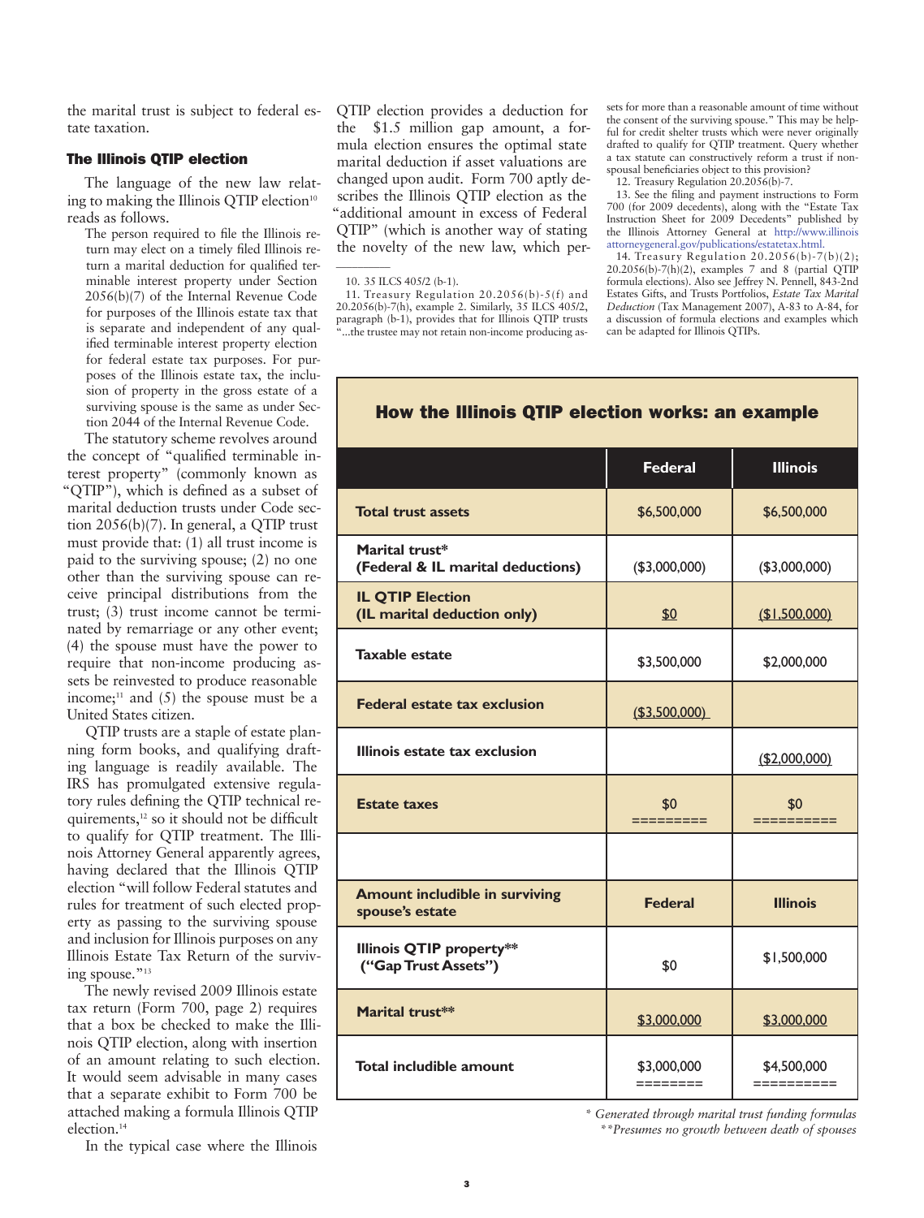the marital trust is subject to federal estate taxation.

### The Illinois QTIP election

The language of the new law relating to making the Illinois QTIP election[10] reads as follows.

> The person required to file the Illinois return may elect on a timely filed Illinois return a marital deduction for qualified terminable interest property under Section 2056(b)(7) of the Internal Revenue Code for purposes of the Illinois estate tax that is separate and independent of any qualified terminable interest property election for federal estate tax purposes. For purposes of the Illinois estate tax, the inclusion of property in the gross estate of a surviving spouse is the same as under Section 2044 of the Internal Revenue Code.

The statutory scheme revolves around the concept of "qualified terminable interest property" (commonly known as "QTIP"), which is defined as a subset of marital deduction trusts under Code section 2056(b)(7). In general, a QTIP trust must provide that: (1) all trust income is paid to the surviving spouse; (2) no one other than the surviving spouse can receive principal distributions from the trust; (3) trust income cannot be terminated by remarriage or any other event; (4) the spouse must have the power to require that non-income producing assets be reinvested to produce reasonable income;[11] and (5) the spouse must be a United States citizen.

QTIP trusts are a staple of estate planning form books, and qualifying drafting language is readily available. The IRS has promulgated extensive regulatory rules defining the QTIP technical requirements,[12] so it should not be difficult to qualify for QTIP treatment. The Illinois Attorney General apparently agrees, having declared that the Illinois QTIP election "will follow Federal statutes and rules for treatment of such elected property as passing to the surviving spouse and inclusion for Illinois purposes on any Illinois Estate Tax Return of the surviving spouse."[13]

The newly revised 2009 Illinois estate tax return (Form 700, page 2) requires that a box be checked to make the Illinois QTIP election, along with insertion of an amount relating to such election. It would seem advisable in many cases that a separate exhibit to Form 700 be attached making a formula Illinois QTIP election.[14]

In the typical case where the Illinois QTIP election provides a deduction for the $1.5 million gap amount, a formula election ensures the optimal state marital deduction if asset valuations are changed upon audit. Form 700 aptly describes the Illinois QTIP election as the "additional amount in excess of Federal QTIP" (which is another way of stating the novelty of the new law, which per-

---

10. 35 ILCS 405/2 (b-1).

11. Treasury Regulation 20.2056(b)-5(f) and 20.2056(b)-7(h), example 2. Similarly, 35 ILCS 405/2, paragraph (b-1), provides that for Illinois QTIP trusts "...the trustee may not retain non-income producing assets for more than a reasonable amount of time without the consent of the surviving spouse." This may be helpful for credit shelter trusts which were never originally drafted to qualify for QTIP treatment. Query whether a tax statute can constructively reform a trust if non-spousal beneficiaries object to this provision?

12. Treasury Regulation 20.2056(b)-7.

13. See the filing and payment instructions to Form 700 (for 2009 decedents), along with the "Estate Tax Instruction Sheet for 2009 Decedents" published by the Illinois Attorney General at http://www.illinoisattorneygeneral.gov/publications/estatetax.html.

14. Treasury Regulation 20.2056(b)-7(b)(2); 20.2056(b)-7(h)(2), examples 7 and 8 (partial QTIP formula elections). Also see Jeffrey N. Pennell, 843-2nd Estates Gifts, and Trusts Portfolios, *Estate Tax Marital Deduction* (Tax Management 2007), A-83 to A-84, for a discussion of formula elections and examples which can be adapted for Illinois QTIPs.

### How the Illinois QTIP election works: an example

| | Federal | Illinois |
|---|---|---|
| **Total trust assets** | $6,500,000 | $6,500,000 |
| **Marital trust\* (Federal & IL marital deductions)** | ($3,000,000) | ($3,000,000) |
| **IL QTIP Election (IL marital deduction only)** | $0 | ($1,500,000) |
| **Taxable estate** | $3,500,000 | $2,000,000 |
| **Federal estate tax exclusion** | ($3,500,000) | |
| **Illinois estate tax exclusion** | | ($2,000,000) |
| **Estate taxes** | $0 | $0 |
| | | |
| **Amount includible in surviving spouse's estate** | **Federal** | **Illinois** |
| **Illinois QTIP property\*\* ("Gap Trust Assets")** | $0 | $1,500,000 |
| **Marital trust\*\*** | $3,000,000 | $3,000,000 |
| **Total includible amount** | $3,000,000 | $4,500,000 |

*\* Generated through marital trust funding formulas*

*\*\*Presumes no growth between death of spouses*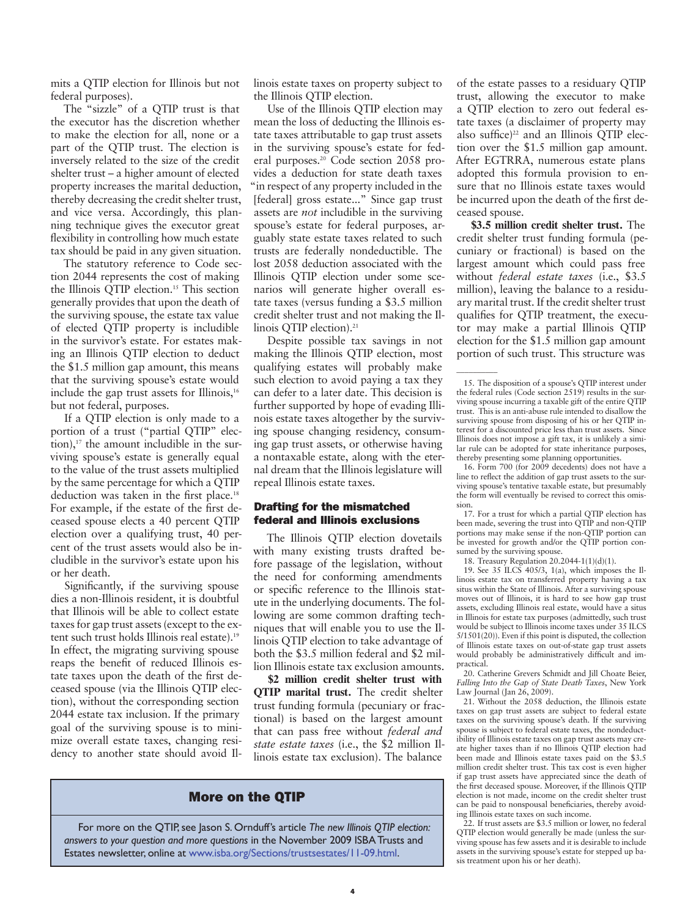mits a QTIP election for Illinois but not federal purposes).

The "sizzle" of a QTIP trust is that the executor has the discretion whether to make the election for all, none or a part of the QTIP trust. The election is inversely related to the size of the credit shelter trust – a higher amount of elected property increases the marital deduction, thereby decreasing the credit shelter trust, and vice versa. Accordingly, this planning technique gives the executor great flexibility in controlling how much estate tax should be paid in any given situation.

The statutory reference to Code section 2044 represents the cost of making the Illinois QTIP election.[15] This section generally provides that upon the death of the surviving spouse, the estate tax value of elected QTIP property is includible in the survivor's estate. For estates making an Illinois QTIP election to deduct the $1.5 million gap amount, this means that the surviving spouse's estate would include the gap trust assets for Illinois,[16] but not federal, purposes.

If a QTIP election is only made to a portion of a trust ("partial QTIP" election),[17] the amount includible in the surviving spouse's estate is generally equal to the value of the trust assets multiplied by the same percentage for which a QTIP deduction was taken in the first place.[18] For example, if the estate of the first deceased spouse elects a 40 percent QTIP election over a qualifying trust, 40 percent of the trust assets would also be includible in the survivor's estate upon his or her death.

Significantly, if the surviving spouse dies a non-Illinois resident, it is doubtful that Illinois will be able to collect estate taxes for gap trust assets (except to the extent such trust holds Illinois real estate).[19] In effect, the migrating surviving spouse reaps the benefit of reduced Illinois estate taxes upon the death of the first deceased spouse (via the Illinois QTIP election), without the corresponding section 2044 estate tax inclusion. If the primary goal of the surviving spouse is to minimize overall estate taxes, changing residency to another state should avoid Illinois estate taxes on property subject to the Illinois QTIP election.

Use of the Illinois QTIP election may mean the loss of deducting the Illinois estate taxes attributable to gap trust assets in the surviving spouse's estate for federal purposes.[20] Code section 2058 provides a deduction for state death taxes "in respect of any property included in the [federal] gross estate..." Since gap trust assets are *not* includible in the surviving spouse's estate for federal purposes, arguably state estate taxes related to such trusts are federally nondeductible. The lost 2058 deduction associated with the Illinois QTIP election under some scenarios will generate higher overall estate taxes (versus funding a $3.5 million credit shelter trust and not making the Illinois QTIP election).[21]

Despite possible tax savings in not making the Illinois QTIP election, most qualifying estates will probably make such election to avoid paying a tax they can defer to a later date. This decision is further supported by hope of evading Illinois estate taxes altogether by the surviving spouse changing residency, consuming gap trust assets, or otherwise having a nontaxable estate, along with the eternal dream that the Illinois legislature will repeal Illinois estate taxes.

## Drafting for the mismatched federal and Illinois exclusions

The Illinois QTIP election dovetails with many existing trusts drafted before passage of the legislation, without the need for conforming amendments or specific reference to the Illinois statute in the underlying documents. The following are some common drafting techniques that will enable you to use the Illinois QTIP election to take advantage of both the $3.5 million federal and $2 million Illinois estate tax exclusion amounts.

**$2 million credit shelter trust with QTIP marital trust.** The credit shelter trust funding formula (pecuniary or fractional) is based on the largest amount that can pass free without *federal and state estate taxes* (i.e., the $2 million Illinois estate tax exclusion). The balance of the estate passes to a residuary QTIP trust, allowing the executor to make a QTIP election to zero out federal estate taxes (a disclaimer of property may also suffice)[22] and an Illinois QTIP election over the $1.5 million gap amount. After EGTRRA, numerous estate plans adopted this formula provision to ensure that no Illinois estate taxes would be incurred upon the death of the first deceased spouse.

**$3.5 million credit shelter trust.** The credit shelter trust funding formula (pecuniary or fractional) is based on the largest amount which could pass free without *federal estate taxes* (i.e., $3.5 million), leaving the balance to a residuary marital trust. If the credit shelter trust qualifies for QTIP treatment, the executor may make a partial Illinois QTIP election for the $1.5 million gap amount portion of such trust. This structure was

### More on the QTIP

For more on the QTIP, see Jason S. Ornduff's article *The new Illinois QTIP election: answers to your question and more questions* in the November 2009 ISBA Trusts and Estates newsletter, online at www.isba.org/Sections/trustsestates/11-09.html.

---

15. The disposition of a spouse's QTIP interest under the federal rules (Code section 2519) results in the surviving spouse incurring a taxable gift of the entire QTIP trust. This is an anti-abuse rule intended to disallow the surviving spouse from disposing of his or her QTIP interest for a discounted price less than trust assets. Since Illinois does not impose a gift tax, it is unlikely a similar rule can be adopted for state inheritance purposes, thereby presenting some planning opportunities.

16. Form 700 (for 2009 decedents) does not have a line to reflect the addition of gap trust assets to the surviving spouse's tentative taxable estate, but presumably the form will eventually be revised to correct this omission.

17. For a trust for which a partial QTIP election has been made, severing the trust into QTIP and non-QTIP portions may make sense if the non-QTIP portion can be invested for growth and/or the QTIP portion consumed by the surviving spouse.

18. Treasury Regulation 20.2044-1(1)(d)(1).

19. See 35 ILCS 405/3, 1(a), which imposes the Illinois estate tax on transferred property having a tax situs within the State of Illinois. After a surviving spouse moves out of Illinois, it is hard to see how gap trust assets, excluding Illinois real estate, would have a situs in Illinois for estate tax purposes (admittedly, such trust would be subject to Illinois income taxes under 35 ILCS 5/1501(20)). Even if this point is disputed, the collection of Illinois estate taxes on out-of-state gap trust assets would probably be administratively difficult and impractical.

20. Catherine Grevers Schmidt and Jill Choate Beier, *Falling Into the Gap of State Death Taxes*, New York Law Journal (Jan 26, 2009).

21. Without the 2058 deduction, the Illinois estate taxes on gap trust assets are subject to federal estate taxes on the surviving spouse's death. If the surviving spouse is subject to federal estate taxes, the nondeductibility of Illinois estate taxes on gap trust assets may create higher taxes than if no Illinois QTIP election had been made and Illinois estate taxes paid on the $3.5 million credit shelter trust. This tax cost is even higher if gap trust assets have appreciated since the death of the first deceased spouse. Moreover, if the Illinois QTIP election is not made, income on the credit shelter trust can be paid to nonspousal beneficiaries, thereby avoiding Illinois estate taxes on such income.

22. If trust assets are $3.5 million or lower, no federal QTIP election would generally be made (unless the surviving spouse has few assets and it is desirable to include assets in the surviving spouse's estate for stepped up basis treatment upon his or her death).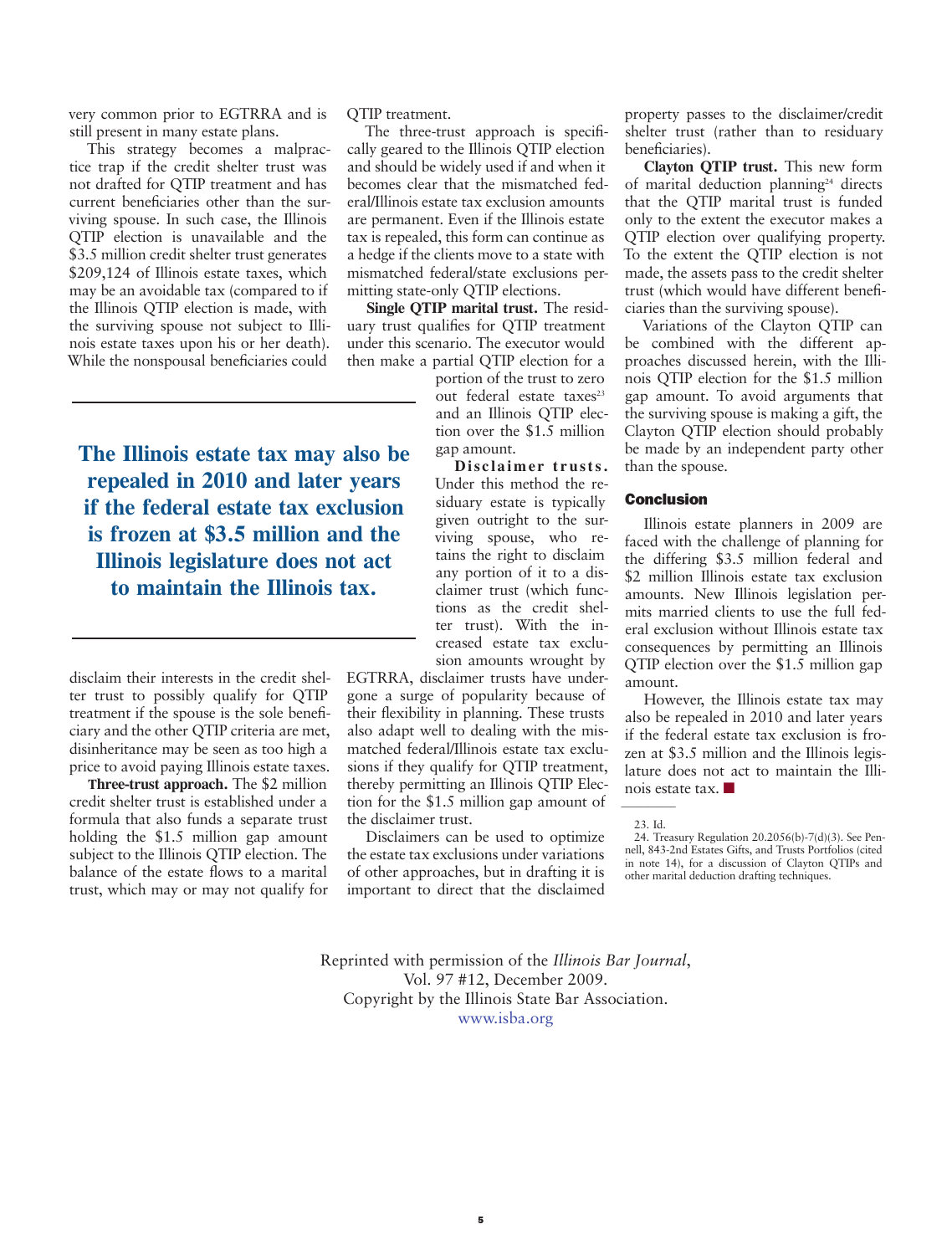very common prior to EGTRRA and is still present in many estate plans.

This strategy becomes a malpractice trap if the credit shelter trust was not drafted for QTIP treatment and has current beneficiaries other than the surviving spouse. In such case, the Illinois QTIP election is unavailable and the $3.5 million credit shelter trust generates $209,124 of Illinois estate taxes, which may be an avoidable tax (compared to if the Illinois QTIP election is made, with the surviving spouse not subject to Illinois estate taxes upon his or her death). While the nonspousal beneficiaries could disclaim their interests in the credit shelter trust to possibly qualify for QTIP treatment if the spouse is the sole beneficiary and the other QTIP criteria are met, disinheritance may be seen as too high a price to avoid paying Illinois estate taxes.

**Three-trust approach.** The $2 million credit shelter trust is established under a formula that also funds a separate trust holding the $1.5 million gap amount subject to the Illinois QTIP election. The balance of the estate flows to a marital trust, which may or may not qualify for QTIP treatment.

The three-trust approach is specifically geared to the Illinois QTIP election and should be widely used if and when it becomes clear that the mismatched federal/Illinois estate tax exclusion amounts are permanent. Even if the Illinois estate tax is repealed, this form can continue as a hedge if the clients move to a state with mismatched federal/state exclusions permitting state-only QTIP elections.

**Single QTIP marital trust.** The residuary trust qualifies for QTIP treatment under this scenario. The executor would then make a partial QTIP election for a portion of the trust to zero out federal estate taxes[23] and an Illinois QTIP election over the $1.5 million gap amount.

**Disclaimer trusts.** Under this method the residuary estate is typically given outright to the surviving spouse, who retains the right to disclaim any portion of it to a disclaimer trust (which functions as the credit shelter trust). With the increased estate tax exclusion amounts wrought by EGTRRA, disclaimer trusts have undergone a surge of popularity because of their flexibility in planning. These trusts also adapt well to dealing with the mismatched federal/Illinois estate tax exclusions if they qualify for QTIP treatment, thereby permitting an Illinois QTIP Election for the $1.5 million gap amount of the disclaimer trust.

Disclaimers can be used to optimize the estate tax exclusions under variations of other approaches, but in drafting it is important to direct that the disclaimed property passes to the disclaimer/credit shelter trust (rather than to residuary beneficiaries).

**Clayton QTIP trust.** This new form of marital deduction planning[24] directs that the QTIP marital trust is funded only to the extent the executor makes a QTIP election over qualifying property. To the extent the QTIP election is not made, the assets pass to the credit shelter trust (which would have different beneficiaries than the surviving spouse).

Variations of the Clayton QTIP can be combined with the different approaches discussed herein, with the Illinois QTIP election for the $1.5 million gap amount. To avoid arguments that the surviving spouse is making a gift, the Clayton QTIP election should probably be made by an independent party other than the spouse.

## Conclusion

Illinois estate planners in 2009 are faced with the challenge of planning for the differing $3.5 million federal and $2 million Illinois estate tax exclusion amounts. New Illinois legislation permits married clients to use the full federal exclusion without Illinois estate tax consequences by permitting an Illinois QTIP election over the $1.5 million gap amount.

However, the Illinois estate tax may also be repealed in 2010 and later years if the federal estate tax exclusion is frozen at $3.5 million and the Illinois legislature does not act to maintain the Illinois estate tax. ■

23. Id.

24. Treasury Regulation 20.2056(b)-7(d)(3). See Pennell, 843-2nd Estates Gifts, and Trusts Portfolios (cited in note 14), for a discussion of Clayton QTIPs and other marital deduction drafting techniques.

Reprinted with permission of the *Illinois Bar Journal*,
Vol. 97 #12, December 2009.
Copyright by the Illinois State Bar Association.
www.isba.org